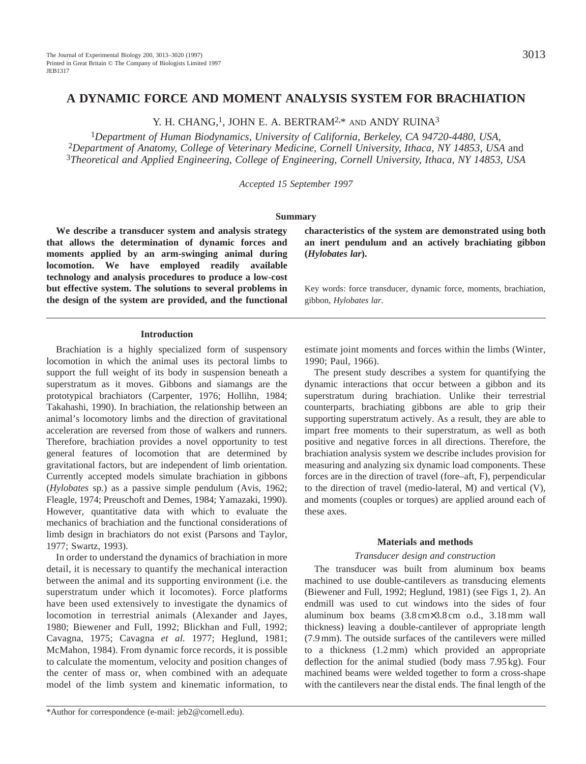# A DYNAMIC FORCE AND MOMENT ANALYSIS SYSTEM FOR BRACHIATION

Y. H. CHANG,[1], JOHN E. A. BERTRAM[2,*] AND ANDY RUINA[3]

[1]*Department of Human Biodynamics, University of California, Berkeley, CA 94720-4480, USA,*
[2]*Department of Anatomy, College of Veterinary Medicine, Cornell University, Ithaca, NY 14853, USA* and
[3]*Theoretical and Applied Engineering, College of Engineering, Cornell University, Ithaca, NY 14853, USA*

*Accepted 15 September 1997*

## Summary

**We describe a transducer system and analysis strategy that allows the determination of dynamic forces and moments applied by an arm-swinging animal during locomotion. We have employed readily available technology and analysis procedures to produce a low-cost but effective system. The solutions to several problems in the design of the system are provided, and the functional characteristics of the system are demonstrated using both an inert pendulum and an actively brachiating gibbon (*Hylobates lar*).**

Key words: force transducer, dynamic force, moments, brachiation, gibbon, *Hylobates lar*.

## Introduction

Brachiation is a highly specialized form of suspensory locomotion in which the animal uses its pectoral limbs to support the full weight of its body in suspension beneath a superstratum as it moves. Gibbons and siamangs are the prototypical brachiators (Carpenter, 1976; Hollihn, 1984; Takahashi, 1990). In brachiation, the relationship between an animal's locomotory limbs and the direction of gravitational acceleration are reversed from those of walkers and runners. Therefore, brachiation provides a novel opportunity to test general features of locomotion that are determined by gravitational factors, but are independent of limb orientation. Currently accepted models simulate brachiation in gibbons (*Hylobates* sp.) as a passive simple pendulum (Avis, 1962; Fleagle, 1974; Preuschoft and Demes, 1984; Yamazaki, 1990). However, quantitative data with which to evaluate the mechanics of brachiation and the functional considerations of limb design in brachiators do not exist (Parsons and Taylor, 1977; Swartz, 1993).

In order to understand the dynamics of brachiation in more detail, it is necessary to quantify the mechanical interaction between the animal and its supporting environment (i.e. the superstratum under which it locomotes). Force platforms have been used extensively to investigate the dynamics of locomotion in terrestrial animals (Alexander and Jayes, 1980; Biewener and Full, 1992; Blickhan and Full, 1992; Cavagna, 1975; Cavagna *et al.* 1977; Heglund, 1981; McMahon, 1984). From dynamic force records, it is possible to calculate the momentum, velocity and position changes of the center of mass or, when combined with an adequate model of the limb system and kinematic information, to estimate joint moments and forces within the limbs (Winter, 1990; Paul, 1966).

The present study describes a system for quantifying the dynamic interactions that occur between a gibbon and its superstratum during brachiation. Unlike their terrestrial counterparts, brachiating gibbons are able to grip their supporting superstratum actively. As a result, they are able to impart free moments to their superstratum, as well as both positive and negative forces in all directions. Therefore, the brachiation analysis system we describe includes provision for measuring and analyzing six dynamic load components. These forces are in the direction of travel (fore–aft, F), perpendicular to the direction of travel (medio-lateral, M) and vertical (V), and moments (couples or torques) are applied around each of these axes.

## Materials and methods

### *Transducer design and construction*

The transducer was built from aluminum box beams machined to use double-cantilevers as transducing elements (Biewener and Full, 1992; Heglund, 1981) (see Figs 1, 2). An endmill was used to cut windows into the sides of four aluminum box beams (3.8 cm×3.8 cm o.d., 3.18 mm wall thickness) leaving a double-cantilever of appropriate length (7.9 mm). The outside surfaces of the cantilevers were milled to a thickness (1.2 mm) which provided an appropriate deflection for the animal studied (body mass 7.95 kg). Four machined beams were welded together to form a cross-shape with the cantilevers near the distal ends. The final length of the

*Author for correspondence (e-mail: jeb2@cornell.edu).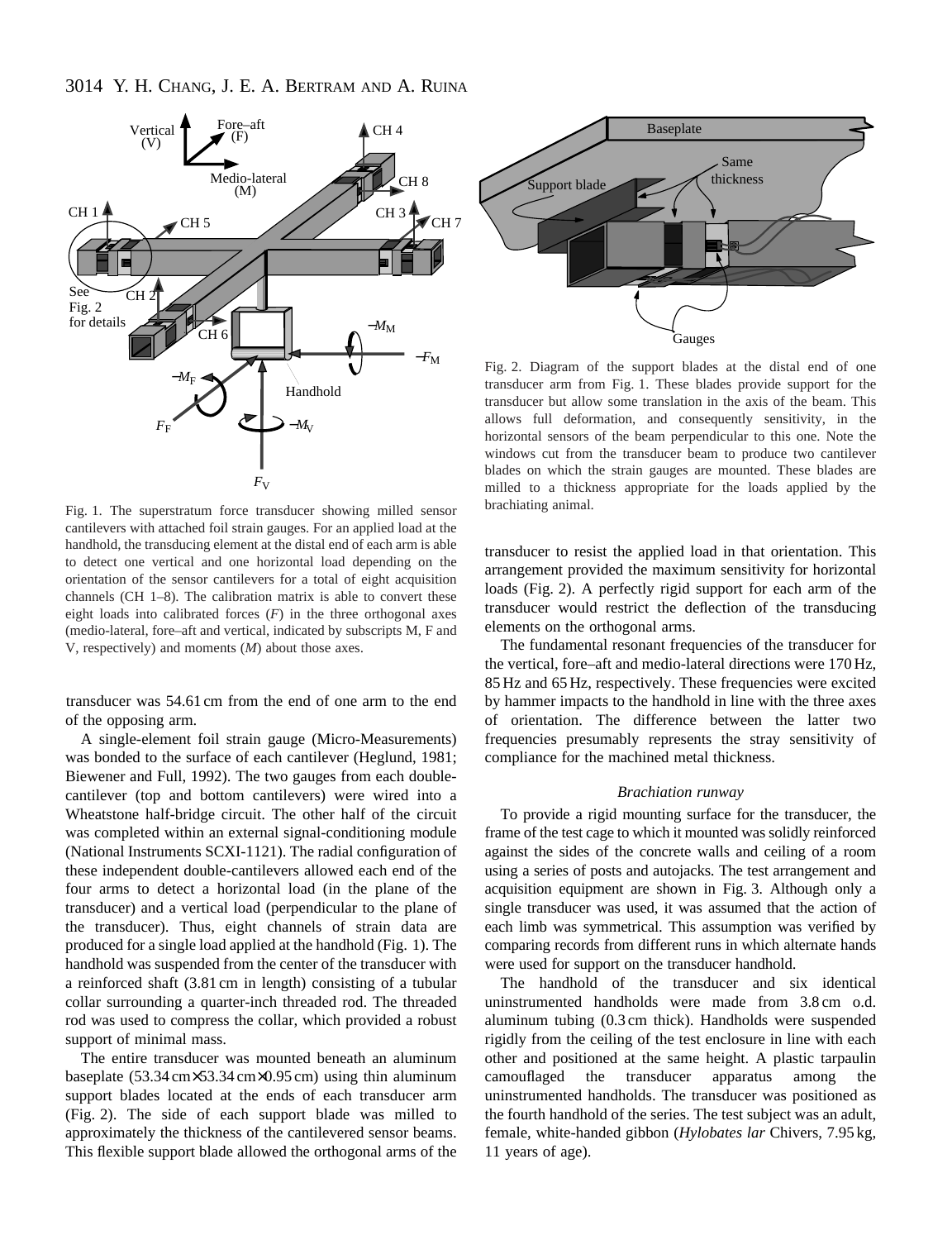Fig. 1. The superstratum force transducer showing milled sensor cantilevers with attached foil strain gauges. For an applied load at the handhold, the transducing element at the distal end of each arm is able to detect one vertical and one horizontal load depending on the orientation of the sensor cantilevers for a total of eight acquisition channels (CH 1–8). The calibration matrix is able to convert these eight loads into calibrated forces ($F$) in the three orthogonal axes (medio-lateral, fore–aft and vertical, indicated by subscripts M, F and V, respectively) and moments ($M$) about those axes.

Fig. 2. Diagram of the support blades at the distal end of one transducer arm from Fig. 1. These blades provide support for the transducer but allow some translation in the axis of the beam. This allows full deformation, and consequently sensitivity, in the horizontal sensors of the beam perpendicular to this one. Note the windows cut from the transducer beam to produce two cantilever blades on which the strain gauges are mounted. These blades are milled to a thickness appropriate for the loads applied by the brachiating animal.

transducer was 54.61 cm from the end of one arm to the end of the opposing arm.

A single-element foil strain gauge (Micro-Measurements) was bonded to the surface of each cantilever (Heglund, 1981; Biewener and Full, 1992). The two gauges from each double-cantilever (top and bottom cantilevers) were wired into a Wheatstone half-bridge circuit. The other half of the circuit was completed within an external signal-conditioning module (National Instruments SCXI-1121). The radial configuration of these independent double-cantilevers allowed each end of the four arms to detect a horizontal load (in the plane of the transducer) and a vertical load (perpendicular to the plane of the transducer). Thus, eight channels of strain data are produced for a single load applied at the handhold (Fig. 1). The handhold was suspended from the center of the transducer with a reinforced shaft (3.81 cm in length) consisting of a tubular collar surrounding a quarter-inch threaded rod. The threaded rod was used to compress the collar, which provided a robust support of minimal mass.

The entire transducer was mounted beneath an aluminum baseplate (53.34 cm×53.34 cm×0.95 cm) using thin aluminum support blades located at the ends of each transducer arm (Fig. 2). The side of each support blade was milled to approximately the thickness of the cantilevered sensor beams. This flexible support blade allowed the orthogonal arms of the transducer to resist the applied load in that orientation. This arrangement provided the maximum sensitivity for horizontal loads (Fig. 2). A perfectly rigid support for each arm of the transducer would restrict the deflection of the transducing elements on the orthogonal arms.

The fundamental resonant frequencies of the transducer for the vertical, fore–aft and medio-lateral directions were 170 Hz, 85 Hz and 65 Hz, respectively. These frequencies were excited by hammer impacts to the handhold in line with the three axes of orientation. The difference between the latter two frequencies presumably represents the stray sensitivity of compliance for the machined metal thickness.

### *Brachiation runway*

To provide a rigid mounting surface for the transducer, the frame of the test cage to which it mounted was solidly reinforced against the sides of the concrete walls and ceiling of a room using a series of posts and autojacks. The test arrangement and acquisition equipment are shown in Fig. 3. Although only a single transducer was used, it was assumed that the action of each limb was symmetrical. This assumption was verified by comparing records from different runs in which alternate hands were used for support on the transducer handhold.

The handhold of the transducer and six identical uninstrumented handholds were made from 3.8 cm o.d. aluminum tubing (0.3 cm thick). Handholds were suspended rigidly from the ceiling of the test enclosure in line with each other and positioned at the same height. A plastic tarpaulin camouflaged the transducer apparatus among the uninstrumented handholds. The transducer was positioned as the fourth handhold of the series. The test subject was an adult, female, white-handed gibbon (*Hylobates lar* Chivers, 7.95 kg, 11 years of age).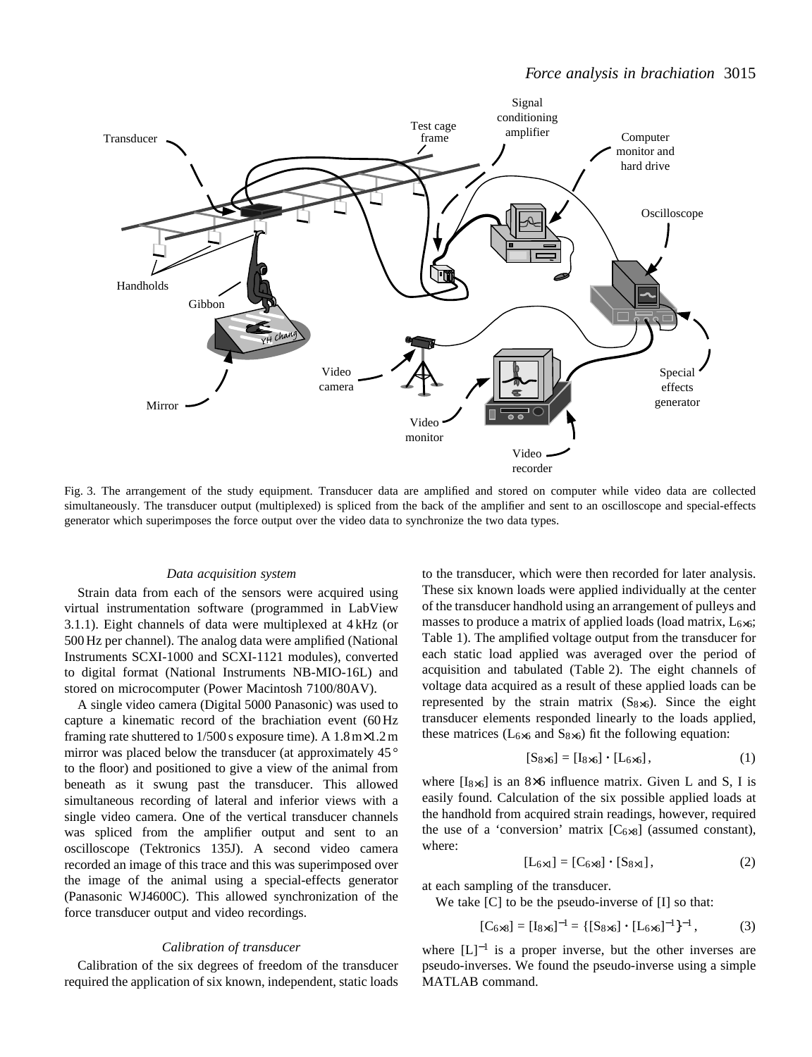Fig. 3. The arrangement of the study equipment. Transducer data are amplified and stored on computer while video data are collected simultaneously. The transducer output (multiplexed) is spliced from the back of the amplifier and sent to an oscilloscope and special-effects generator which superimposes the force output over the video data to synchronize the two data types.

### *Data acquisition system*

Strain data from each of the sensors were acquired using virtual instrumentation software (programmed in LabView 3.1.1). Eight channels of data were multiplexed at 4 kHz (or 500 Hz per channel). The analog data were amplified (National Instruments SCXI-1000 and SCXI-1121 modules), converted to digital format (National Instruments NB-MIO-16L) and stored on microcomputer (Power Macintosh 7100/80AV).

A single video camera (Digital 5000 Panasonic) was used to capture a kinematic record of the brachiation event (60 Hz framing rate shuttered to 1/500 s exposure time). A 1.8 m×1.2 m mirror was placed below the transducer (at approximately 45° to the floor) and positioned to give a view of the animal from beneath as it swung past the transducer. This allowed simultaneous recording of lateral and inferior views with a single video camera. One of the vertical transducer channels was spliced from the amplifier output and sent to an oscilloscope (Tektronics 135J). A second video camera recorded an image of this trace and this was superimposed over the image of the animal using a special-effects generator (Panasonic WJ4600C). This allowed synchronization of the force transducer output and video recordings.

### *Calibration of transducer*

Calibration of the six degrees of freedom of the transducer required the application of six known, independent, static loads to the transducer, which were then recorded for later analysis. These six known loads were applied individually at the center of the transducer handhold using an arrangement of pulleys and masses to produce a matrix of applied loads (load matrix, $L_{6\times6}$; Table 1). The amplified voltage output from the transducer for each static load applied was averaged over the period of acquisition and tabulated (Table 2). The eight channels of voltage data acquired as a result of these applied loads can be represented by the strain matrix ($S_{8\times6}$). Since the eight transducer elements responded linearly to the loads applied, these matrices ($L_{6\times6}$ and $S_{8\times6}$) fit the following equation:

$$[S_{8\times6}] = [I_{8\times6}] \cdot [L_{6\times6}]\,, \tag{1}$$

where $[I_{8\times6}]$ is an 8×6 influence matrix. Given L and S, I is easily found. Calculation of the six possible applied loads at the handhold from acquired strain readings, however, required the use of a 'conversion' matrix $[C_{6\times8}]$ (assumed constant), where:

$$[L_{6\times1}] = [C_{6\times8}] \cdot [S_{8\times1}]\,, \tag{2}$$

at each sampling of the transducer.

We take [C] to be the pseudo-inverse of [I] so that:

$$[C_{6\times8}] = [I_{8\times6}]^{-1} = \{[S_{8\times6}] \cdot [L_{6\times6}]^{-1}\}^{-1}\,, \tag{3}$$

where $[L]^{-1}$ is a proper inverse, but the other inverses are pseudo-inverses. We found the pseudo-inverse using a simple MATLAB command.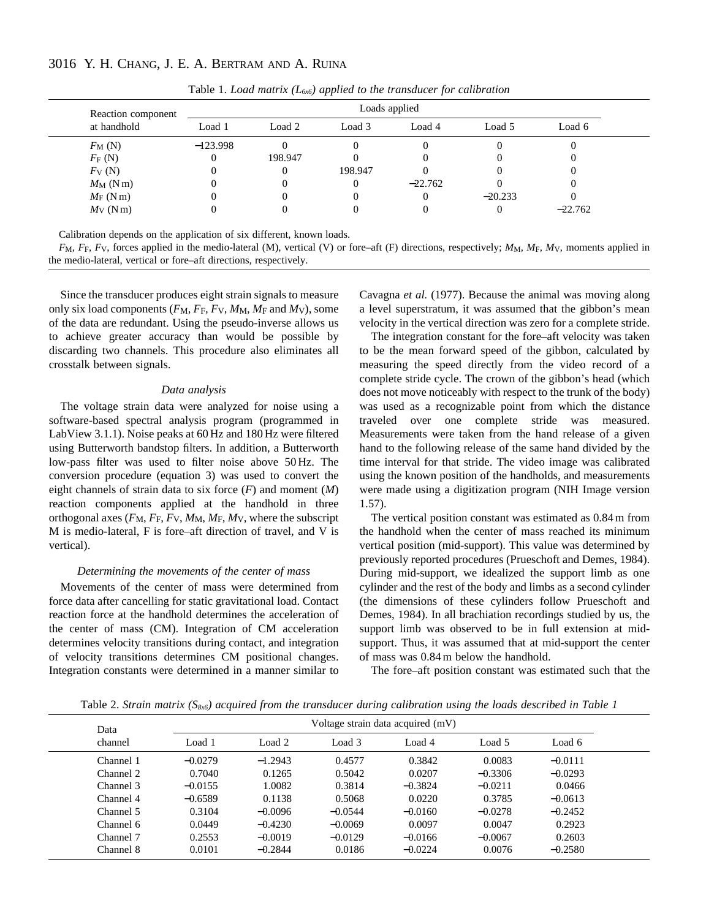Table 1. *Load matrix ($L_{6x6}$) applied to the transducer for calibration*

| Reaction component at handhold | Loads applied | | | | | |
|---|---|---|---|---|---|---|
| | Load 1 | Load 2 | Load 3 | Load 4 | Load 5 | Load 6 |
| $F_M$ (N) | −123.998 | 0 | 0 | 0 | 0 | 0 |
| $F_F$ (N) | 0 | 198.947 | 0 | 0 | 0 | 0 |
| $F_V$ (N) | 0 | 0 | 198.947 | 0 | 0 | 0 |
| $M_M$ (N m) | 0 | 0 | 0 | −22.762 | 0 | 0 |
| $M_F$ (N m) | 0 | 0 | 0 | 0 | −20.233 | 0 |
| $M_V$ (N m) | 0 | 0 | 0 | 0 | 0 | −22.762 |

Calibration depends on the application of six different, known loads.

$F_M$, $F_F$, $F_V$, forces applied in the medio-lateral (M), vertical (V) or fore–aft (F) directions, respectively; $M_M$, $M_F$, $M_V$, moments applied in the medio-lateral, vertical or fore–aft directions, respectively.

Since the transducer produces eight strain signals to measure only six load components ($F_M$, $F_F$, $F_V$, $M_M$, $M_F$ and $M_V$), some of the data are redundant. Using the pseudo-inverse allows us to achieve greater accuracy than would be possible by discarding two channels. This procedure also eliminates all crosstalk between signals.

### *Data analysis*

The voltage strain data were analyzed for noise using a software-based spectral analysis program (programmed in LabView 3.1.1). Noise peaks at 60 Hz and 180 Hz were filtered using Butterworth bandstop filters. In addition, a Butterworth low-pass filter was used to filter noise above 50 Hz. The conversion procedure (equation 3) was used to convert the eight channels of strain data to six force (*F*) and moment (*M*) reaction components applied at the handhold in three orthogonal axes ($F_M$, $F_F$, $F_V$, $M_M$, $M_F$, $M_V$, where the subscript M is medio-lateral, F is fore–aft direction of travel, and V is vertical).

### *Determining the movements of the center of mass*

Movements of the center of mass were determined from force data after cancelling for static gravitational load. Contact reaction force at the handhold determines the acceleration of the center of mass (CM). Integration of CM acceleration determines velocity transitions during contact, and integration of velocity transitions determines CM positional changes. Integration constants were determined in a manner similar to Cavagna *et al.* (1977). Because the animal was moving along a level superstratum, it was assumed that the gibbon's mean velocity in the vertical direction was zero for a complete stride.

The integration constant for the fore–aft velocity was taken to be the mean forward speed of the gibbon, calculated by measuring the speed directly from the video record of a complete stride cycle. The crown of the gibbon's head (which does not move noticeably with respect to the trunk of the body) was used as a recognizable point from which the distance traveled over one complete stride was measured. Measurements were taken from the hand release of a given hand to the following release of the same hand divided by the time interval for that stride. The video image was calibrated using the known position of the handholds, and measurements were made using a digitization program (NIH Image version 1.57).

The vertical position constant was estimated as 0.84 m from the handhold when the center of mass reached its minimum vertical position (mid-support). This value was determined by previously reported procedures (Prueschoft and Demes, 1984). During mid-support, we idealized the support limb as one cylinder and the rest of the body and limbs as a second cylinder (the dimensions of these cylinders follow Prueschoft and Demes, 1984). In all brachiation recordings studied by us, the support limb was observed to be in full extension at mid-support. Thus, it was assumed that at mid-support the center of mass was 0.84 m below the handhold.

The fore–aft position constant was estimated such that the

Table 2. *Strain matrix ($S_{8x6}$) acquired from the transducer during calibration using the loads described in Table 1*

| Data channel | Voltage strain data acquired (mV) | | | | | |
|---|---|---|---|---|---|---|
| | Load 1 | Load 2 | Load 3 | Load 4 | Load 5 | Load 6 |
| Channel 1 | −0.0279 | −1.2943 | 0.4577 | 0.3842 | 0.0083 | −0.0111 |
| Channel 2 | 0.7040 | 0.1265 | 0.5042 | 0.0207 | −0.3306 | −0.0293 |
| Channel 3 | −0.0155 | 1.0082 | 0.3814 | −0.3824 | −0.0211 | 0.0466 |
| Channel 4 | −0.6589 | 0.1138 | 0.5068 | 0.0220 | 0.3785 | −0.0613 |
| Channel 5 | 0.3104 | −0.0096 | −0.0544 | −0.0160 | −0.0278 | −0.2452 |
| Channel 6 | 0.0449 | −0.4230 | −0.0069 | 0.0097 | 0.0047 | 0.2923 |
| Channel 7 | 0.2553 | −0.0019 | −0.0129 | −0.0166 | −0.0067 | 0.2603 |
| Channel 8 | 0.0101 | −0.2844 | 0.0186 | −0.0224 | 0.0076 | −0.2580 |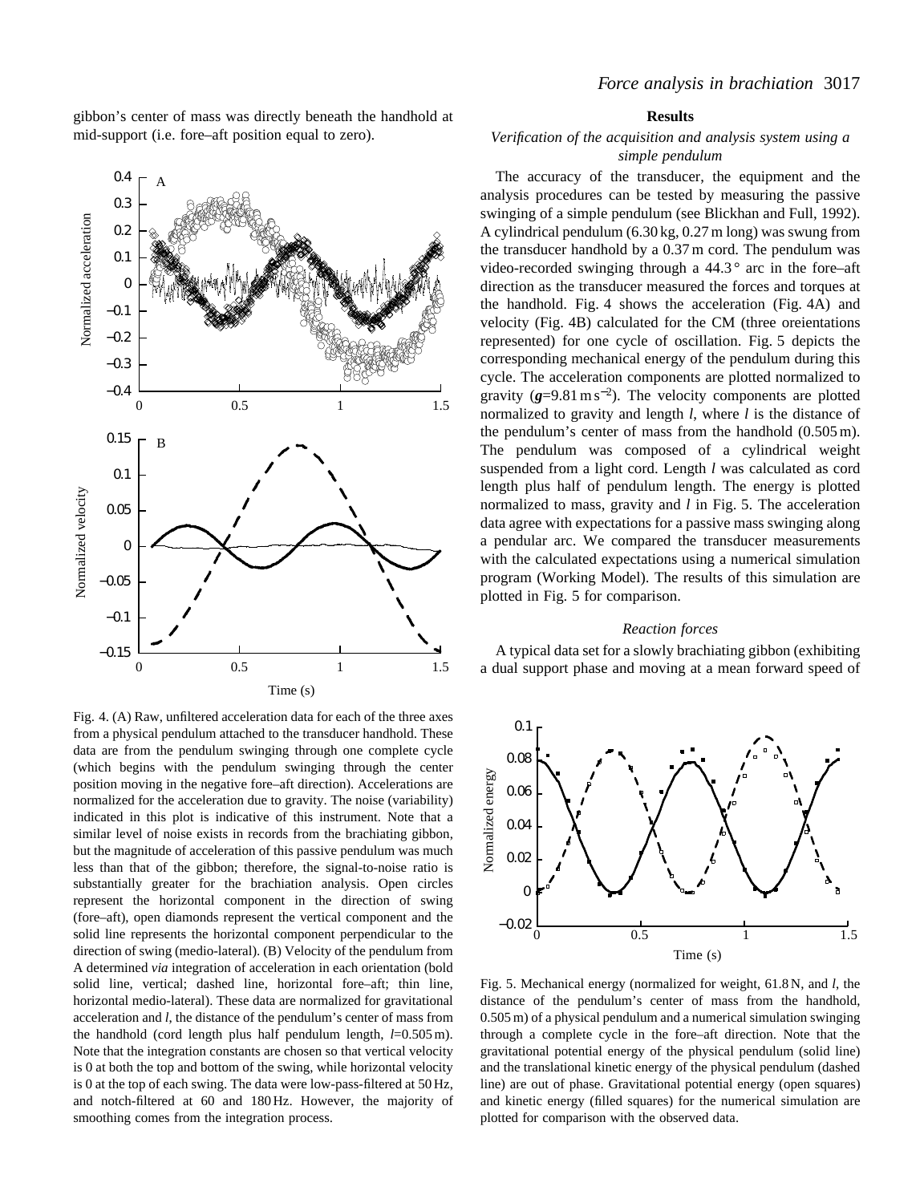gibbon's center of mass was directly beneath the handhold at mid-support (i.e. fore–aft position equal to zero).

Fig. 4. (A) Raw, unfiltered acceleration data for each of the three axes from a physical pendulum attached to the transducer handhold. These data are from the pendulum swinging through one complete cycle (which begins with the pendulum swinging through the center position moving in the negative fore–aft direction). Accelerations are normalized for the acceleration due to gravity. The noise (variability) indicated in this plot is indicative of this instrument. Note that a similar level of noise exists in records from the brachiating gibbon, but the magnitude of acceleration of this passive pendulum was much less than that of the gibbon; therefore, the signal-to-noise ratio is substantially greater for the brachiation analysis. Open circles represent the horizontal component in the direction of swing (fore–aft), open diamonds represent the vertical component and the solid line represents the horizontal component perpendicular to the direction of swing (medio-lateral). (B) Velocity of the pendulum from A determined *via* integration of acceleration in each orientation (bold solid line, vertical; dashed line, horizontal fore–aft; thin line, horizontal medio-lateral). These data are normalized for gravitational acceleration and *l*, the distance of the pendulum's center of mass from the handhold (cord length plus half pendulum length, $l$=0.505 m). Note that the integration constants are chosen so that vertical velocity is 0 at both the top and bottom of the swing, while horizontal velocity is 0 at the top of each swing. The data were low-pass-filtered at 50 Hz, and notch-filtered at 60 and 180 Hz. However, the majority of smoothing comes from the integration process.

## Results

### *Verification of the acquisition and analysis system using a simple pendulum*

The accuracy of the transducer, the equipment and the analysis procedures can be tested by measuring the passive swinging of a simple pendulum (see Blickhan and Full, 1992). A cylindrical pendulum (6.30 kg, 0.27 m long) was swung from the transducer handhold by a 0.37 m cord. The pendulum was video-recorded swinging through a 44.3 ° arc in the fore–aft direction as the transducer measured the forces and torques at the handhold. Fig. 4 shows the acceleration (Fig. 4A) and velocity (Fig. 4B) calculated for the CM (three oreientations represented) for one cycle of oscillation. Fig. 5 depicts the corresponding mechanical energy of the pendulum during this cycle. The acceleration components are plotted normalized to gravity ($\boldsymbol{g}$=9.81 m s$^{-2}$). The velocity components are plotted normalized to gravity and length *l*, where *l* is the distance of the pendulum's center of mass from the handhold (0.505 m). The pendulum was composed of a cylindrical weight suspended from a light cord. Length *l* was calculated as cord length plus half of pendulum length. The energy is plotted normalized to mass, gravity and *l* in Fig. 5. The acceleration data agree with expectations for a passive mass swinging along a pendular arc. We compared the transducer measurements with the calculated expectations using a numerical simulation program (Working Model). The results of this simulation are plotted in Fig. 5 for comparison.

### *Reaction forces*

A typical data set for a slowly brachiating gibbon (exhibiting a dual support phase and moving at a mean forward speed of

Fig. 5. Mechanical energy (normalized for weight, 61.8 N, and *l*, the distance of the pendulum's center of mass from the handhold, 0.505 m) of a physical pendulum and a numerical simulation swinging through a complete cycle in the fore–aft direction. Note that the gravitational potential energy of the physical pendulum (solid line) and the translational kinetic energy of the physical pendulum (dashed line) are out of phase. Gravitational potential energy (open squares) and kinetic energy (filled squares) for the numerical simulation are plotted for comparison with the observed data.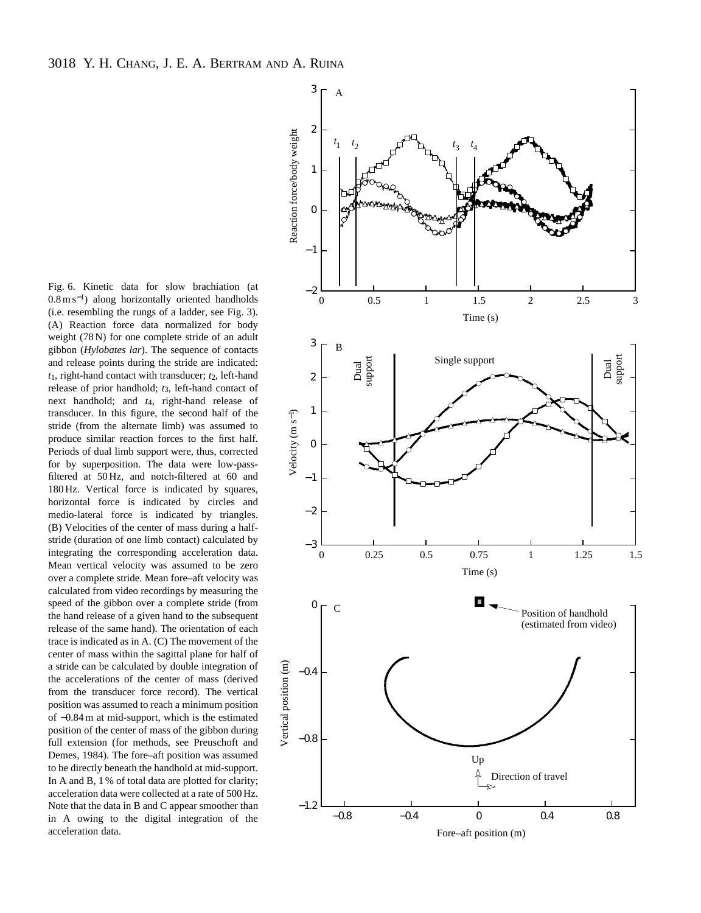Fig. 6. Kinetic data for slow brachiation (at $0.8\,m\,s^{-1}$) along horizontally oriented handholds (i.e. resembling the rungs of a ladder, see Fig. 3). (A) Reaction force data normalized for body weight (78 N) for one complete stride of an adult gibbon (*Hylobates lar*). The sequence of contacts and release points during the stride are indicated: $t_1$, right-hand contact with transducer; $t_2$, left-hand release of prior handhold; $t_3$, left-hand contact of next handhold; and $t_4$, right-hand release of transducer. In this figure, the second half of the stride (from the alternate limb) was assumed to produce similar reaction forces to the first half. Periods of dual limb support were, thus, corrected for by superposition. The data were low-pass-filtered at 50 Hz, and notch-filtered at 60 and 180 Hz. Vertical force is indicated by squares, horizontal force is indicated by circles and medio-lateral force is indicated by triangles. (B) Velocities of the center of mass during a half-stride (duration of one limb contact) calculated by integrating the corresponding acceleration data. Mean vertical velocity was assumed to be zero over a complete stride. Mean fore–aft velocity was calculated from video recordings by measuring the speed of the gibbon over a complete stride (from the hand release of a given hand to the subsequent release of the same hand). The orientation of each trace is indicated as in A. (C) The movement of the center of mass within the sagittal plane for half of a stride can be calculated by double integration of the accelerations of the center of mass (derived from the transducer force record). The vertical position was assumed to reach a minimum position of −0.84 m at mid-support, which is the estimated position of the center of mass of the gibbon during full extension (for methods, see Preuschoft and Demes, 1984). The fore–aft position was assumed to be directly beneath the handhold at mid-support. In A and B, 1 % of total data are plotted for clarity; acceleration data were collected at a rate of 500 Hz. Note that the data in B and C appear smoother than in A owing to the digital integration of the acceleration data.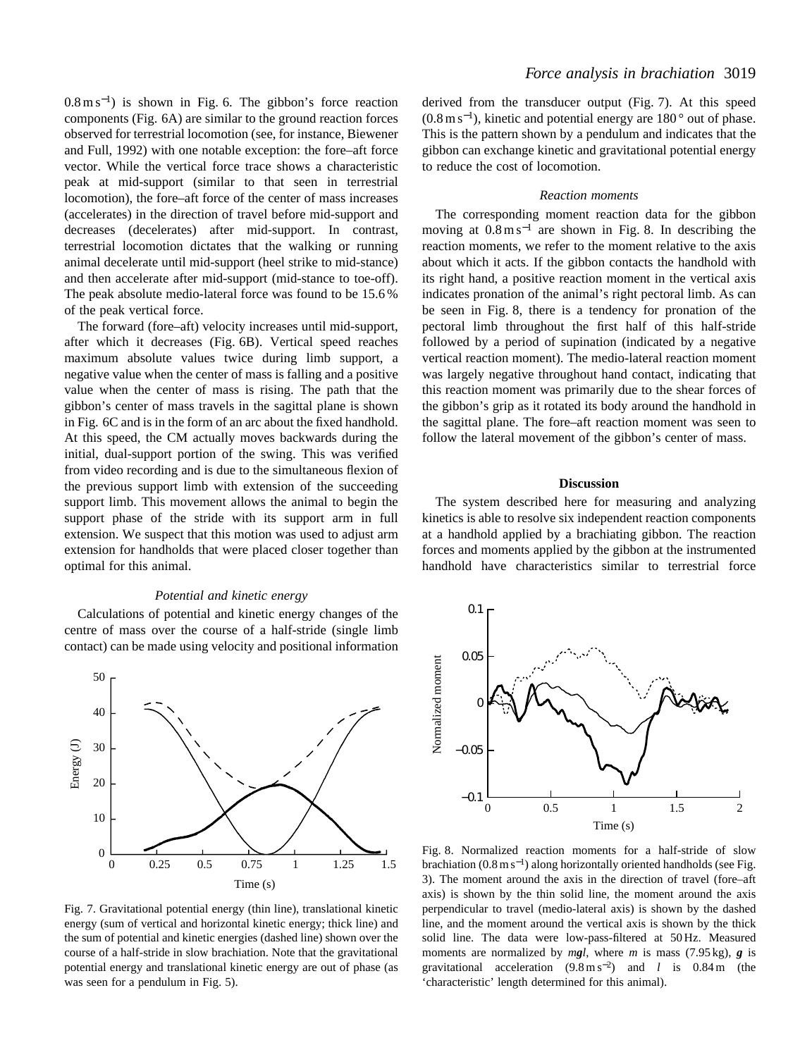$0.8\,\mathrm{m\,s^{-1}}$) is shown in Fig. 6. The gibbon's force reaction components (Fig. 6A) are similar to the ground reaction forces observed for terrestrial locomotion (see, for instance, Biewener and Full, 1992) with one notable exception: the fore–aft force vector. While the vertical force trace shows a characteristic peak at mid-support (similar to that seen in terrestrial locomotion), the fore–aft force of the center of mass increases (accelerates) in the direction of travel before mid-support and decreases (decelerates) after mid-support. In contrast, terrestrial locomotion dictates that the walking or running animal decelerate until mid-support (heel strike to mid-stance) and then accelerate after mid-support (mid-stance to toe-off). The peak absolute medio-lateral force was found to be 15.6 % of the peak vertical force.

The forward (fore–aft) velocity increases until mid-support, after which it decreases (Fig. 6B). Vertical speed reaches maximum absolute values twice during limb support, a negative value when the center of mass is falling and a positive value when the center of mass is rising. The path that the gibbon's center of mass travels in the sagittal plane is shown in Fig. 6C and is in the form of an arc about the fixed handhold. At this speed, the CM actually moves backwards during the initial, dual-support portion of the swing. This was verified from video recording and is due to the simultaneous flexion of the previous support limb with extension of the succeeding support limb. This movement allows the animal to begin the support phase of the stride with its support arm in full extension. We suspect that this motion was used to adjust arm extension for handholds that were placed closer together than optimal for this animal.

### *Potential and kinetic energy*

Calculations of potential and kinetic energy changes of the centre of mass over the course of a half-stride (single limb contact) can be made using velocity and positional information derived from the transducer output (Fig. 7). At this speed ($0.8\,\mathrm{m\,s^{-1}}$), kinetic and potential energy are 180° out of phase. This is the pattern shown by a pendulum and indicates that the gibbon can exchange kinetic and gravitational potential energy to reduce the cost of locomotion.

Fig. 7. Gravitational potential energy (thin line), translational kinetic energy (sum of vertical and horizontal kinetic energy; thick line) and the sum of potential and kinetic energies (dashed line) shown over the course of a half-stride in slow brachiation. Note that the gravitational potential energy and translational kinetic energy are out of phase (as was seen for a pendulum in Fig. 5).

### *Reaction moments*

The corresponding moment reaction data for the gibbon moving at $0.8\,\mathrm{m\,s^{-1}}$ are shown in Fig. 8. In describing the reaction moments, we refer to the moment relative to the axis about which it acts. If the gibbon contacts the handhold with its right hand, a positive reaction moment in the vertical axis indicates pronation of the animal's right pectoral limb. As can be seen in Fig. 8, there is a tendency for pronation of the pectoral limb throughout the first half of this half-stride followed by a period of supination (indicated by a negative vertical reaction moment). The medio-lateral reaction moment was largely negative throughout hand contact, indicating that this reaction moment was primarily due to the shear forces of the gibbon's grip as it rotated its body around the handhold in the sagittal plane. The fore–aft reaction moment was seen to follow the lateral movement of the gibbon's center of mass.

Fig. 8. Normalized reaction moments for a half-stride of slow brachiation ($0.8\,\mathrm{m\,s^{-1}}$) along horizontally oriented handholds (see Fig. 3). The moment around the axis in the direction of travel (fore–aft axis) is shown by the thin solid line, the moment around the axis perpendicular to travel (medio-lateral axis) is shown by the dashed line, and the moment around the vertical axis is shown by the thick solid line. The data were low-pass-filtered at 50 Hz. Measured moments are normalized by $m\boldsymbol{g}l$, where $m$ is mass (7.95 kg), $\boldsymbol{g}$ is gravitational acceleration ($9.8\,\mathrm{m\,s^{-2}}$) and $l$ is 0.84 m (the 'characteristic' length determined for this animal).

## Discussion

The system described here for measuring and analyzing kinetics is able to resolve six independent reaction components at a handhold applied by a brachiating gibbon. The reaction forces and moments applied by the gibbon at the instrumented handhold have characteristics similar to terrestrial force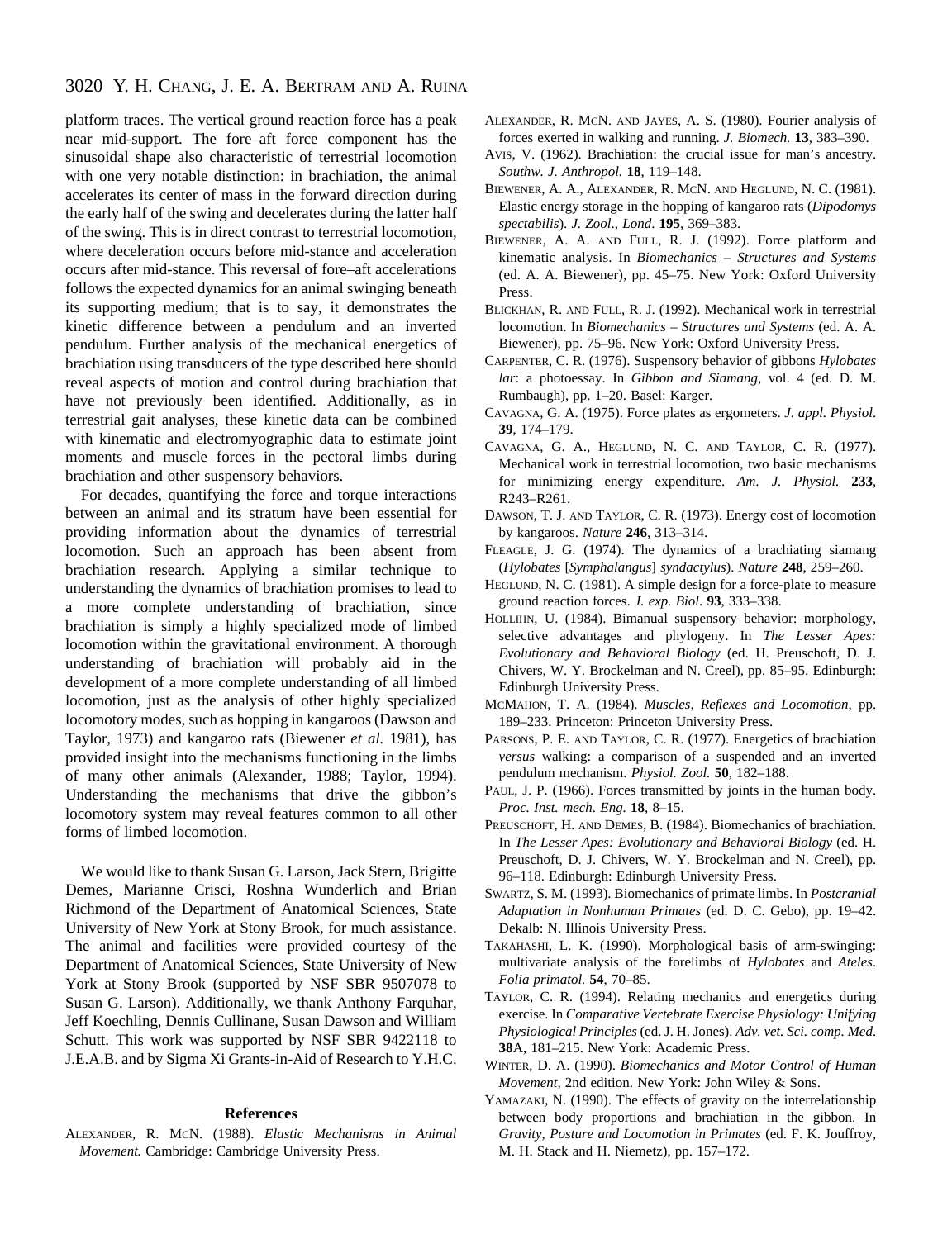platform traces. The vertical ground reaction force has a peak near mid-support. The fore–aft force component has the sinusoidal shape also characteristic of terrestrial locomotion with one very notable distinction: in brachiation, the animal accelerates its center of mass in the forward direction during the early half of the swing and decelerates during the latter half of the swing. This is in direct contrast to terrestrial locomotion, where deceleration occurs before mid-stance and acceleration occurs after mid-stance. This reversal of fore–aft accelerations follows the expected dynamics for an animal swinging beneath its supporting medium; that is to say, it demonstrates the kinetic difference between a pendulum and an inverted pendulum. Further analysis of the mechanical energetics of brachiation using transducers of the type described here should reveal aspects of motion and control during brachiation that have not previously been identified. Additionally, as in terrestrial gait analyses, these kinetic data can be combined with kinematic and electromyographic data to estimate joint moments and muscle forces in the pectoral limbs during brachiation and other suspensory behaviors.

For decades, quantifying the force and torque interactions between an animal and its stratum have been essential for providing information about the dynamics of terrestrial locomotion. Such an approach has been absent from brachiation research. Applying a similar technique to understanding the dynamics of brachiation promises to lead to a more complete understanding of brachiation, since brachiation is simply a highly specialized mode of limbed locomotion within the gravitational environment. A thorough understanding of brachiation will probably aid in the development of a more complete understanding of all limbed locomotion, just as the analysis of other highly specialized locomotory modes, such as hopping in kangaroos (Dawson and Taylor, 1973) and kangaroo rats (Biewener *et al.* 1981), has provided insight into the mechanisms functioning in the limbs of many other animals (Alexander, 1988; Taylor, 1994). Understanding the mechanisms that drive the gibbon's locomotory system may reveal features common to all other forms of limbed locomotion.

We would like to thank Susan G. Larson, Jack Stern, Brigitte Demes, Marianne Crisci, Roshna Wunderlich and Brian Richmond of the Department of Anatomical Sciences, State University of New York at Stony Brook, for much assistance. The animal and facilities were provided courtesy of the Department of Anatomical Sciences, State University of New York at Stony Brook (supported by NSF SBR 9507078 to Susan G. Larson). Additionally, we thank Anthony Farquhar, Jeff Koechling, Dennis Cullinane, Susan Dawson and William Schutt. This work was supported by NSF SBR 9422118 to J.E.A.B. and by Sigma Xi Grants-in-Aid of Research to Y.H.C.

## References

ALEXANDER, R. MCN. (1988). *Elastic Mechanisms in Animal Movement.* Cambridge: Cambridge University Press.

ALEXANDER, R. MCN. AND JAYES, A. S. (1980). Fourier analysis of forces exerted in walking and running. *J. Biomech.* **13**, 383–390.

AVIS, V. (1962). Brachiation: the crucial issue for man's ancestry. *Southw. J. Anthropol.* **18**, 119–148.

BIEWENER, A. A., ALEXANDER, R. MCN. AND HEGLUND, N. C. (1981). Elastic energy storage in the hopping of kangaroo rats (*Dipodomys spectabilis*). *J. Zool., Lond.* **195**, 369–383.

BIEWENER, A. A. AND FULL, R. J. (1992). Force platform and kinematic analysis. In *Biomechanics – Structures and Systems* (ed. A. A. Biewener), pp. 45–75. New York: Oxford University Press.

BLICKHAN, R. AND FULL, R. J. (1992). Mechanical work in terrestrial locomotion. In *Biomechanics – Structures and Systems* (ed. A. A. Biewener), pp. 75–96. New York: Oxford University Press.

CARPENTER, C. R. (1976). Suspensory behavior of gibbons *Hylobates lar*: a photoessay. In *Gibbon and Siamang*, vol. 4 (ed. D. M. Rumbaugh), pp. 1–20. Basel: Karger.

CAVAGNA, G. A. (1975). Force plates as ergometers. *J. appl. Physiol*. **39**, 174–179.

CAVAGNA, G. A., HEGLUND, N. C. AND TAYLOR, C. R. (1977). Mechanical work in terrestrial locomotion, two basic mechanisms for minimizing energy expenditure. *Am. J. Physiol.* **233**, R243–R261.

DAWSON, T. J. AND TAYLOR, C. R. (1973). Energy cost of locomotion by kangaroos. *Nature* **246**, 313–314.

FLEAGLE, J. G. (1974). The dynamics of a brachiating siamang (*Hylobates* [*Symphalangus*] *syndactylus*). *Nature* **248**, 259–260.

HEGLUND, N. C. (1981). A simple design for a force-plate to measure ground reaction forces. *J. exp. Biol*. **93**, 333–338.

HOLLIHN, U. (1984). Bimanual suspensory behavior: morphology, selective advantages and phylogeny. In *The Lesser Apes: Evolutionary and Behavioral Biology* (ed. H. Preuschoft, D. J. Chivers, W. Y. Brockelman and N. Creel), pp. 85–95. Edinburgh: Edinburgh University Press.

MCMAHON, T. A. (1984). *Muscles, Reflexes and Locomotion*, pp. 189–233. Princeton: Princeton University Press.

PARSONS, P. E. AND TAYLOR, C. R. (1977). Energetics of brachiation *versus* walking: a comparison of a suspended and an inverted pendulum mechanism. *Physiol. Zool.* **50**, 182–188.

PAUL, J. P. (1966). Forces transmitted by joints in the human body. *Proc. Inst. mech. Eng.* **18**, 8–15.

PREUSCHOFT, H. AND DEMES, B. (1984). Biomechanics of brachiation. In *The Lesser Apes: Evolutionary and Behavioral Biology* (ed. H. Preuschoft, D. J. Chivers, W. Y. Brockelman and N. Creel), pp. 96–118. Edinburgh: Edinburgh University Press.

SWARTZ, S. M. (1993). Biomechanics of primate limbs. In *Postcranial Adaptation in Nonhuman Primates* (ed. D. C. Gebo), pp. 19–42. Dekalb: N. Illinois University Press.

TAKAHASHI, L. K. (1990). Morphological basis of arm-swinging: multivariate analysis of the forelimbs of *Hylobates* and *Ateles*. *Folia primatol.* **54**, 70–85.

TAYLOR, C. R. (1994). Relating mechanics and energetics during exercise. In *Comparative Vertebrate Exercise Physiology: Unifying Physiological Principles* (ed. J. H. Jones). *Adv. vet. Sci. comp. Med*. **38**A, 181–215. New York: Academic Press.

WINTER, D. A. (1990). *Biomechanics and Motor Control of Human Movement*, 2nd edition. New York: John Wiley & Sons.

YAMAZAKI, N. (1990). The effects of gravity on the interrelationship between body proportions and brachiation in the gibbon. In *Gravity, Posture and Locomotion in Primates* (ed. F. K. Jouffroy, M. H. Stack and H. Niemetz), pp. 157–172.